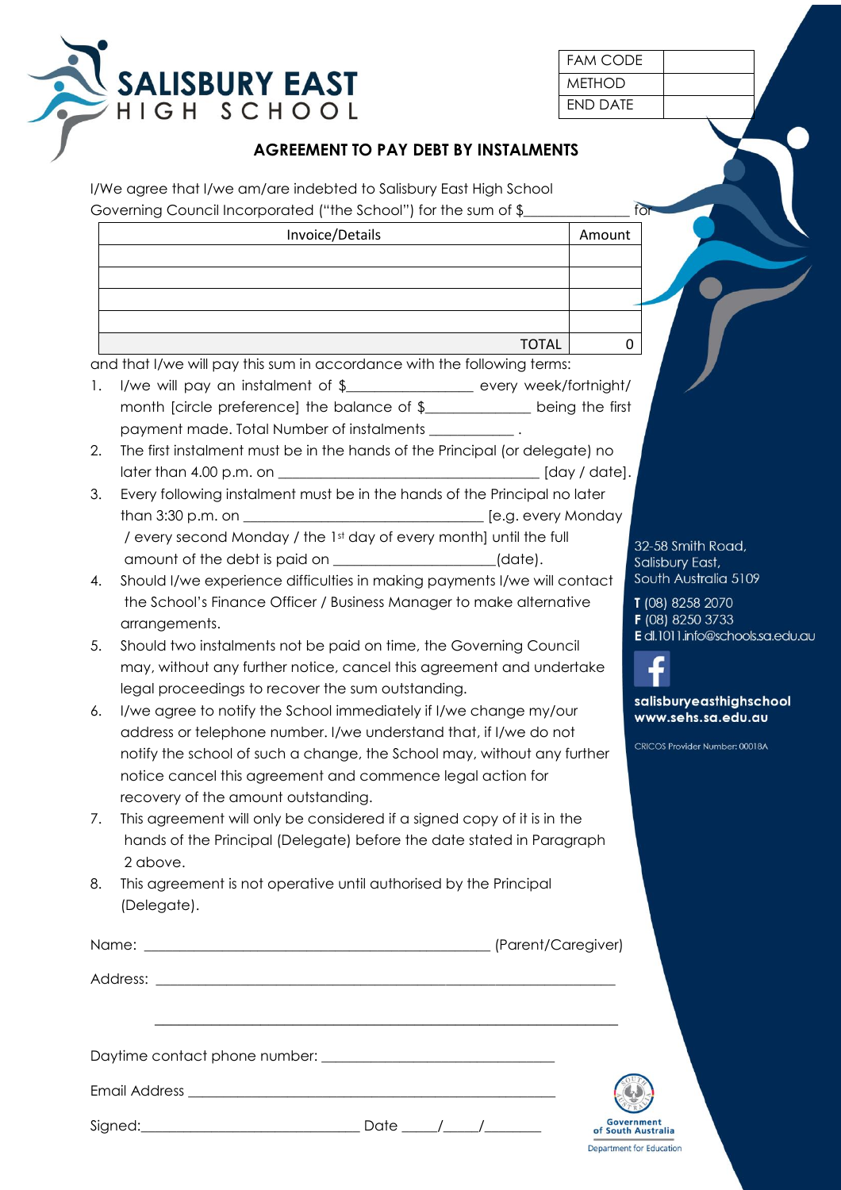# SALISBURY EAST HIGH SCHOOL

| FAM CODE | |
|---|---|
| METHOD | |
| END DATE | |

## AGREEMENT TO PAY DEBT BY INSTALMENTS

I/We agree that I/we am/are indebted to Salisbury East High School Governing Council Incorporated ("the School") for the sum of $______________ for

| Invoice/Details | Amount |
|---|---|
| | |
| | |
| | |
| | |
| TOTAL | 0 |

and that I/we will pay this sum in accordance with the following terms:

1. I/we will pay an instalment of $________________ every week/fortnight/ month [circle preference] the balance of $______________ being the first payment made. Total Number of instalments ___________ .
2. The first instalment must be in the hands of the Principal (or delegate) no later than 4.00 p.m. on __________________________________ [day / date].
3. Every following instalment must be in the hands of the Principal no later than 3:30 p.m. on ______________________________ [e.g. every Monday / every second Monday / the 1st day of every month] until the full amount of the debt is paid on _____________________(date).
4. Should I/we experience difficulties in making payments I/we will contact the School's Finance Officer / Business Manager to make alternative arrangements.
5. Should two instalments not be paid on time, the Governing Council may, without any further notice, cancel this agreement and undertake legal proceedings to recover the sum outstanding.
6. I/we agree to notify the School immediately if I/we change my/our address or telephone number. I/we understand that, if I/we do not notify the school of such a change, the School may, without any further notice cancel this agreement and commence legal action for recovery of the amount outstanding.
7. This agreement will only be considered if a signed copy of it is in the hands of the Principal (Delegate) before the date stated in Paragraph 2 above.
8. This agreement is not operative until authorised by the Principal (Delegate).

Name: ______________________________________________ (Parent/Caregiver)

Address: ____________________________________________________________

____________________________________________________________

Daytime contact phone number: ______________________________

Email Address ______________________________________________

Signed:____________________________ Date _____/_____/________

32-58 Smith Road,
Salisbury East,
South Australia 5109

**T** (08) 8258 2070
**F** (08) 8250 3733
**E** dl.1011.info@schools.sa.edu.au

**salisburyeasthighschool**
**www.sehs.sa.edu.au**

CRICOS Provider Number: 00018A

Government of South Australia
Department for Education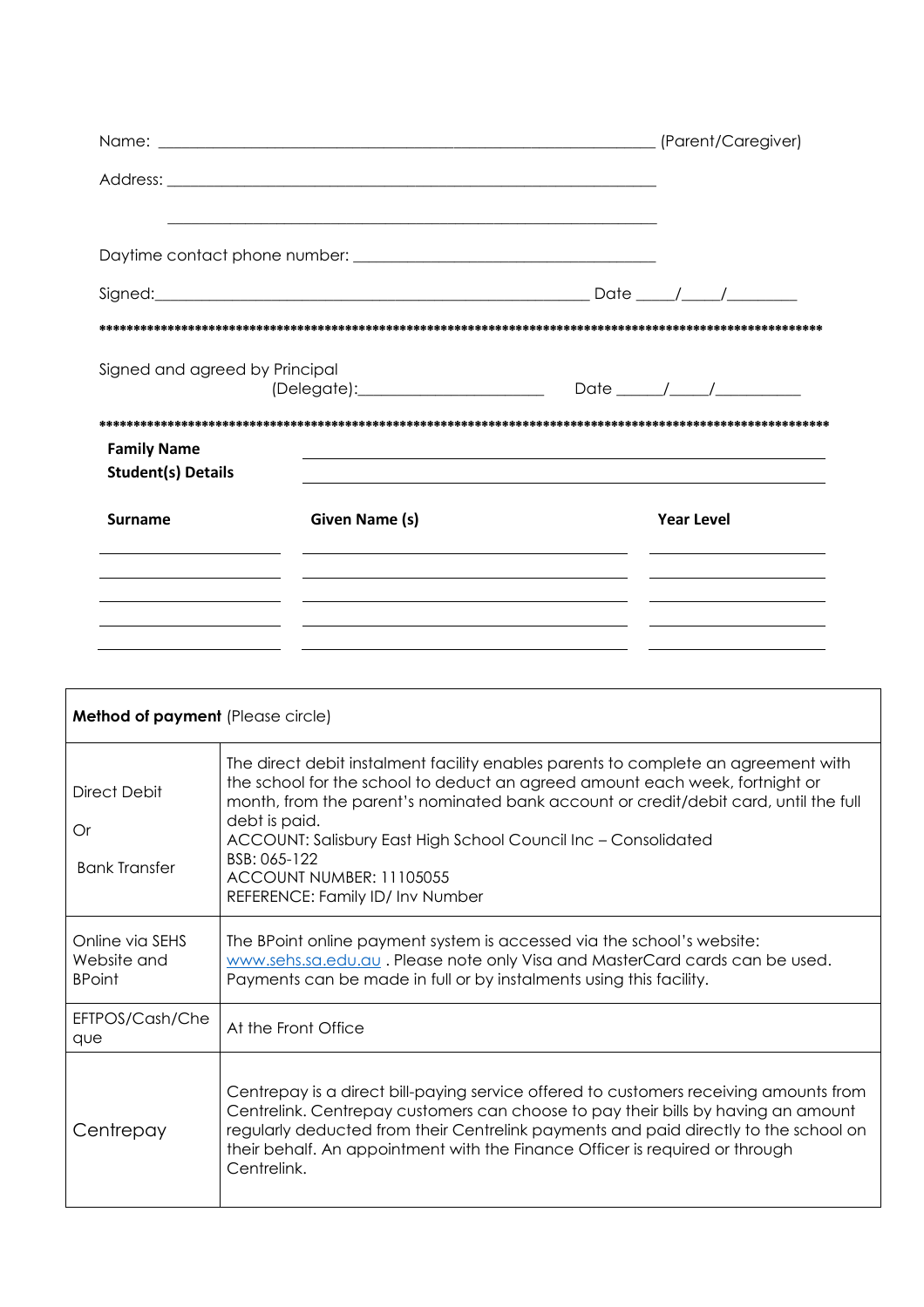Name: ____________________________________________________________ (Parent/Caregiver)

Address: ____________________________________________________________

____________________________________________________________

Daytime contact phone number: ______________________________________

Signed:______________________________________________________ Date _____/_____/_________

**************************************************************************************************************

Signed and agreed by Principal
(Delegate):________________________ Date ______/_____/___________

**************************************************************************************************************

**Family Name** ____________________________________________________________

**Student(s) Details** ____________________________________________________________

| **Surname** | **Given Name (s)** | **Year Level** |
|---|---|---|
| | | |
| | | |
| | | |
| | | |
| | | |

| **Method of payment** (Please circle) | |
|---|---|
| Direct Debit<br><br>Or<br><br>Bank Transfer | The direct debit instalment facility enables parents to complete an agreement with the school for the school to deduct an agreed amount each week, fortnight or month, from the parent's nominated bank account or credit/debit card, until the full debt is paid.<br>ACCOUNT: Salisbury East High School Council Inc – Consolidated<br>BSB: 065-122<br>ACCOUNT NUMBER: 11105055<br>REFERENCE: Family ID/ Inv Number |
| Online via SEHS Website and BPoint | The BPoint online payment system is accessed via the school's website: www.sehs.sa.edu.au . Please note only Visa and MasterCard cards can be used. Payments can be made in full or by instalments using this facility. |
| EFTPOS/Cash/Cheque | At the Front Office |
| Centrepay | Centrepay is a direct bill-paying service offered to customers receiving amounts from Centrelink. Centrepay customers can choose to pay their bills by having an amount regularly deducted from their Centrelink payments and paid directly to the school on their behalf. An appointment with the Finance Officer is required or through Centrelink. |